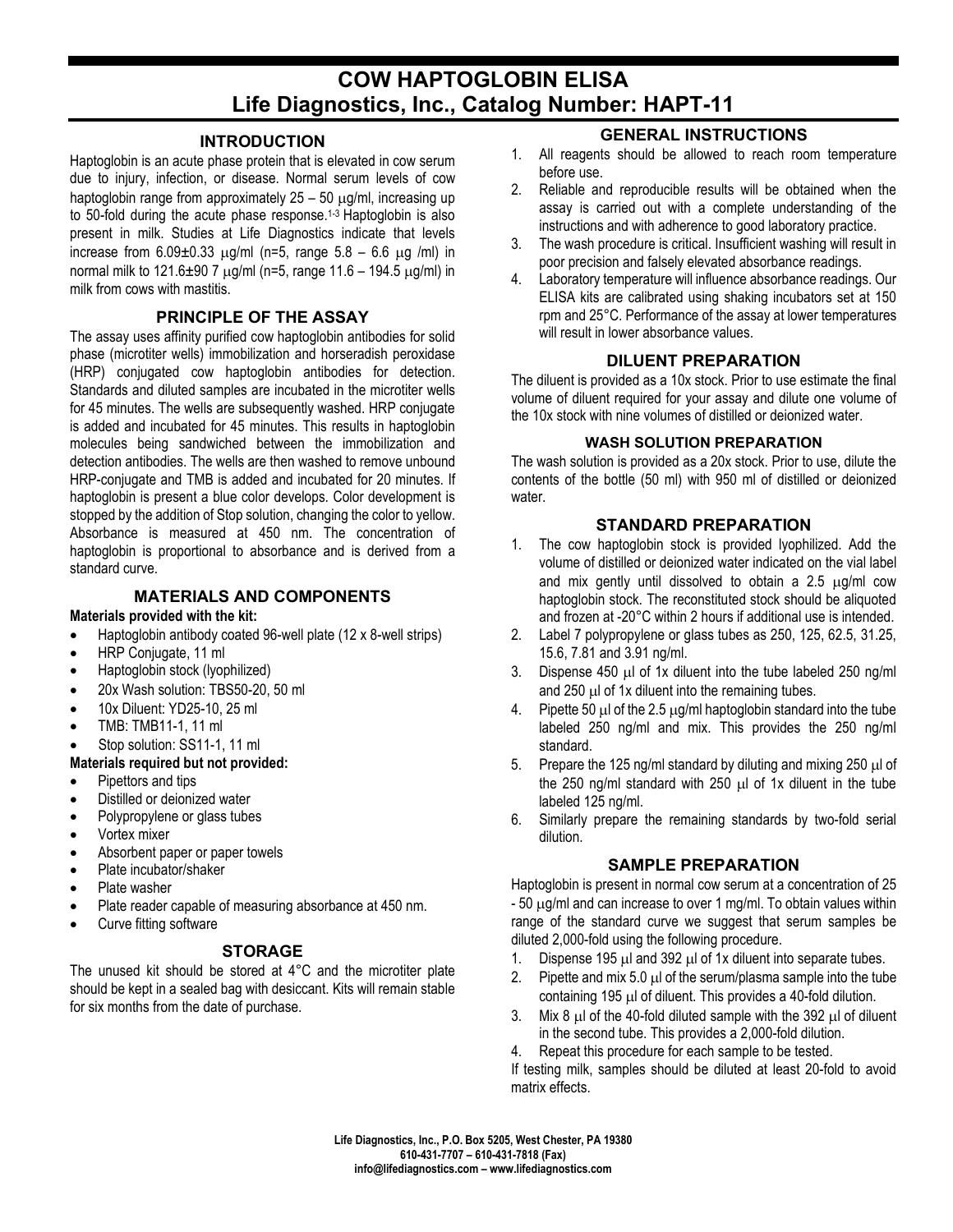# COW HAPTOGLOBIN ELISA
# Life Diagnostics, Inc., Catalog Number: HAPT-11

## INTRODUCTION

Haptoglobin is an acute phase protein that is elevated in cow serum due to injury, infection, or disease. Normal serum levels of cow haptoglobin range from approximately 25 – 50 μg/ml, increasing up to 50-fold during the acute phase response.[1-3] Haptoglobin is also present in milk. Studies at Life Diagnostics indicate that levels increase from 6.09±0.33 μg/ml (n=5, range 5.8 – 6.6 μg /ml) in normal milk to 121.6±90 7 μg/ml (n=5, range 11.6 – 194.5 μg/ml) in milk from cows with mastitis.

## PRINCIPLE OF THE ASSAY

The assay uses affinity purified cow haptoglobin antibodies for solid phase (microtiter wells) immobilization and horseradish peroxidase (HRP) conjugated cow haptoglobin antibodies for detection. Standards and diluted samples are incubated in the microtiter wells for 45 minutes. The wells are subsequently washed. HRP conjugate is added and incubated for 45 minutes. This results in haptoglobin molecules being sandwiched between the immobilization and detection antibodies. The wells are then washed to remove unbound HRP-conjugate and TMB is added and incubated for 20 minutes. If haptoglobin is present a blue color develops. Color development is stopped by the addition of Stop solution, changing the color to yellow. Absorbance is measured at 450 nm. The concentration of haptoglobin is proportional to absorbance and is derived from a standard curve.

## MATERIALS AND COMPONENTS

**Materials provided with the kit:**

- Haptoglobin antibody coated 96-well plate (12 x 8-well strips)
- HRP Conjugate, 11 ml
- Haptoglobin stock (lyophilized)
- 20x Wash solution: TBS50-20, 50 ml
- 10x Diluent: YD25-10, 25 ml
- TMB: TMB11-1, 11 ml
- Stop solution: SS11-1, 11 ml

**Materials required but not provided:**

- Pipettors and tips
- Distilled or deionized water
- Polypropylene or glass tubes
- Vortex mixer
- Absorbent paper or paper towels
- Plate incubator/shaker
- Plate washer
- Plate reader capable of measuring absorbance at 450 nm.
- Curve fitting software

## STORAGE

The unused kit should be stored at 4°C and the microtiter plate should be kept in a sealed bag with desiccant. Kits will remain stable for six months from the date of purchase.

## GENERAL INSTRUCTIONS

1. All reagents should be allowed to reach room temperature before use.
2. Reliable and reproducible results will be obtained when the assay is carried out with a complete understanding of the instructions and with adherence to good laboratory practice.
3. The wash procedure is critical. Insufficient washing will result in poor precision and falsely elevated absorbance readings.
4. Laboratory temperature will influence absorbance readings. Our ELISA kits are calibrated using shaking incubators set at 150 rpm and 25°C. Performance of the assay at lower temperatures will result in lower absorbance values.

## DILUENT PREPARATION

The diluent is provided as a 10x stock. Prior to use estimate the final volume of diluent required for your assay and dilute one volume of the 10x stock with nine volumes of distilled or deionized water.

### WASH SOLUTION PREPARATION

The wash solution is provided as a 20x stock. Prior to use, dilute the contents of the bottle (50 ml) with 950 ml of distilled or deionized water.

## STANDARD PREPARATION

1. The cow haptoglobin stock is provided lyophilized. Add the volume of distilled or deionized water indicated on the vial label and mix gently until dissolved to obtain a 2.5 μg/ml cow haptoglobin stock. The reconstituted stock should be aliquoted and frozen at -20°C within 2 hours if additional use is intended.
2. Label 7 polypropylene or glass tubes as 250, 125, 62.5, 31.25, 15.6, 7.81 and 3.91 ng/ml.
3. Dispense 450 μl of 1x diluent into the tube labeled 250 ng/ml and 250 μl of 1x diluent into the remaining tubes.
4. Pipette 50 μl of the 2.5 μg/ml haptoglobin standard into the tube labeled 250 ng/ml and mix. This provides the 250 ng/ml standard.
5. Prepare the 125 ng/ml standard by diluting and mixing 250 μl of the 250 ng/ml standard with 250 μl of 1x diluent in the tube labeled 125 ng/ml.
6. Similarly prepare the remaining standards by two-fold serial dilution.

## SAMPLE PREPARATION

Haptoglobin is present in normal cow serum at a concentration of 25 - 50 μg/ml and can increase to over 1 mg/ml. To obtain values within range of the standard curve we suggest that serum samples be diluted 2,000-fold using the following procedure.

1. Dispense 195 μl and 392 μl of 1x diluent into separate tubes.
2. Pipette and mix 5.0 μl of the serum/plasma sample into the tube containing 195 μl of diluent. This provides a 40-fold dilution.
3. Mix 8 μl of the 40-fold diluted sample with the 392 μl of diluent in the second tube. This provides a 2,000-fold dilution.
4. Repeat this procedure for each sample to be tested.

If testing milk, samples should be diluted at least 20-fold to avoid matrix effects.

Life Diagnostics, Inc., P.O. Box 5205, West Chester, PA 19380
610-431-7707 – 610-431-7818 (Fax)
info@lifediagnostics.com – www.lifediagnostics.com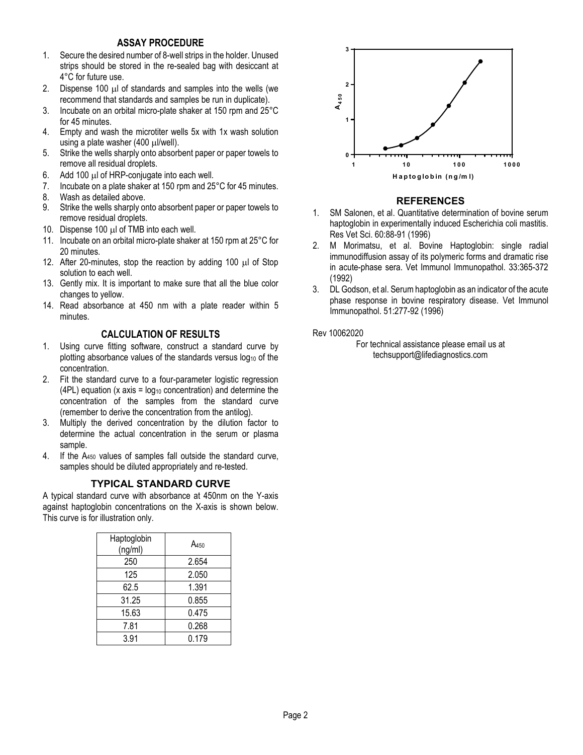## ASSAY PROCEDURE

1. Secure the desired number of 8-well strips in the holder. Unused strips should be stored in the re-sealed bag with desiccant at 4°C for future use.
2. Dispense 100 μl of standards and samples into the wells (we recommend that standards and samples be run in duplicate).
3. Incubate on an orbital micro-plate shaker at 150 rpm and 25°C for 45 minutes.
4. Empty and wash the microtiter wells 5x with 1x wash solution using a plate washer (400 μl/well).
5. Strike the wells sharply onto absorbent paper or paper towels to remove all residual droplets.
6. Add 100 μl of HRP-conjugate into each well.
7. Incubate on a plate shaker at 150 rpm and 25°C for 45 minutes.
8. Wash as detailed above.
9. Strike the wells sharply onto absorbent paper or paper towels to remove residual droplets.
10. Dispense 100 μl of TMB into each well.
11. Incubate on an orbital micro-plate shaker at 150 rpm at 25°C for 20 minutes.
12. After 20-minutes, stop the reaction by adding 100 μl of Stop solution to each well.
13. Gently mix. It is important to make sure that all the blue color changes to yellow.
14. Read absorbance at 450 nm with a plate reader within 5 minutes.

## CALCULATION OF RESULTS

1. Using curve fitting software, construct a standard curve by plotting absorbance values of the standards versus $\log_{10}$ of the concentration.
2. Fit the standard curve to a four-parameter logistic regression (4PL) equation (x axis = $\log_{10}$ concentration) and determine the concentration of the samples from the standard curve (remember to derive the concentration from the antilog).
3. Multiply the derived concentration by the dilution factor to determine the actual concentration in the serum or plasma sample.
4. If the $A_{450}$ values of samples fall outside the standard curve, samples should be diluted appropriately and re-tested.

## TYPICAL STANDARD CURVE

A typical standard curve with absorbance at 450nm on the Y-axis against haptoglobin concentrations on the X-axis is shown below. This curve is for illustration only.

| Haptoglobin (ng/ml) | $A_{450}$ |
|---|---|
| 250 | 2.654 |
| 125 | 2.050 |
| 62.5 | 1.391 |
| 31.25 | 0.855 |
| 15.63 | 0.475 |
| 7.81 | 0.268 |
| 3.91 | 0.179 |

$A_{450}$

0
1
2
3

1
10
100
1000

Haptoglobin (ng/ml)

## REFERENCES

1. SM Salonen, et al. Quantitative determination of bovine serum haptoglobin in experimentally induced Escherichia coli mastitis. Res Vet Sci. 60:88-91 (1996)
2. M Morimatsu, et al. Bovine Haptoglobin: single radial immunodiffusion assay of its polymeric forms and dramatic rise in acute-phase sera. Vet Immunol Immunopathol. 33:365-372 (1992)
3. DL Godson, et al. Serum haptoglobin as an indicator of the acute phase response in bovine respiratory disease. Vet Immunol Immunopathol. 51:277-92 (1996)

Rev 10062020

For technical assistance please email us at techsupport@lifediagnostics.com